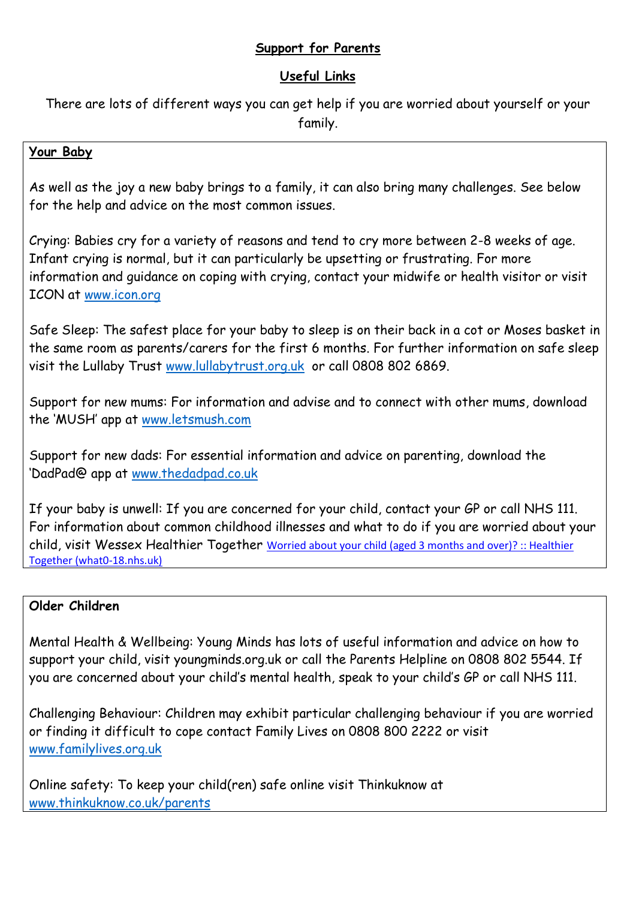# Support for Parents

## Useful Links

There are lots of different ways you can get help if you are worried about yourself or your family.

### Your Baby

As well as the joy a new baby brings to a family, it can also bring many challenges. See below for the help and advice on the most common issues.

Crying: Babies cry for a variety of reasons and tend to cry more between 2-8 weeks of age. Infant crying is normal, but it can particularly be upsetting or frustrating. For more information and guidance on coping with crying, contact your midwife or health visitor or visit ICON at www.icon.org

Safe Sleep: The safest place for your baby to sleep is on their back in a cot or Moses basket in the same room as parents/carers for the first 6 months. For further information on safe sleep visit the Lullaby Trust www.lullabytrust.org.uk or call 0808 802 6869.

Support for new mums: For information and advise and to connect with other mums, download the 'MUSH' app at www.letsmush.com

Support for new dads: For essential information and advice on parenting, download the 'DadPad@ app at www.thedadpad.co.uk

If your baby is unwell: If you are concerned for your child, contact your GP or call NHS 111. For information about common childhood illnesses and what to do if you are worried about your child, visit Wessex Healthier Together Worried about your child (aged 3 months and over)? :: Healthier Together (what0-18.nhs.uk)

### Older Children

Mental Health & Wellbeing: Young Minds has lots of useful information and advice on how to support your child, visit youngminds.org.uk or call the Parents Helpline on 0808 802 5544. If you are concerned about your child's mental health, speak to your child's GP or call NHS 111.

Challenging Behaviour: Children may exhibit particular challenging behaviour if you are worried or finding it difficult to cope contact Family Lives on 0808 800 2222 or visit www.familylives.org.uk

Online safety: To keep your child(ren) safe online visit Thinkuknow at www.thinkuknow.co.uk/parents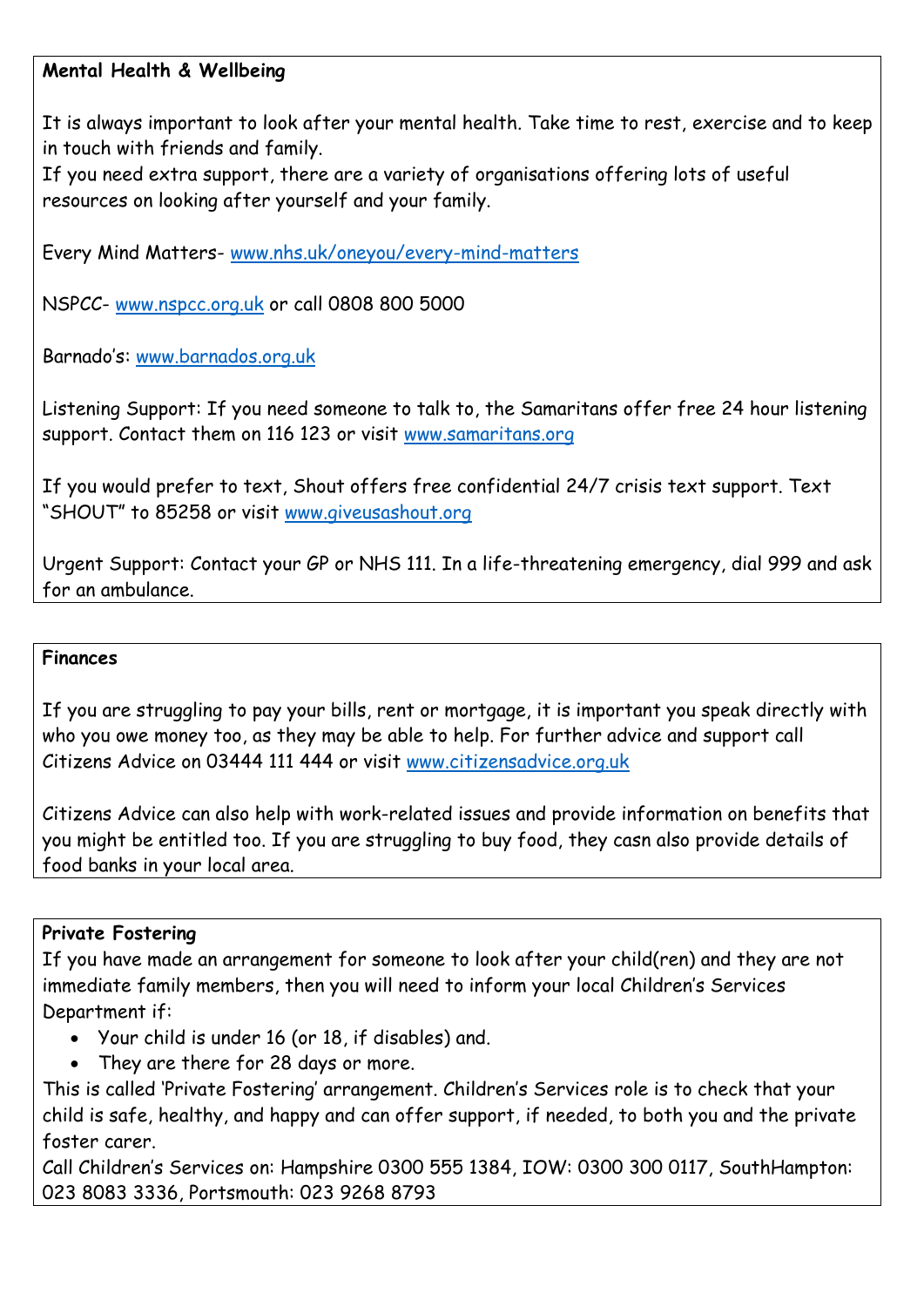## Mental Health & Wellbeing

It is always important to look after your mental health. Take time to rest, exercise and to keep in touch with friends and family.
If you need extra support, there are a variety of organisations offering lots of useful resources on looking after yourself and your family.

Every Mind Matters- www.nhs.uk/oneyou/every-mind-matters

NSPCC- www.nspcc.org.uk or call 0808 800 5000

Barnado's: www.barnados.org.uk

Listening Support: If you need someone to talk to, the Samaritans offer free 24 hour listening support. Contact them on 116 123 or visit www.samaritans.org

If you would prefer to text, Shout offers free confidential 24/7 crisis text support. Text "SHOUT" to 85258 or visit www.giveusashout.org

Urgent Support: Contact your GP or NHS 111. In a life-threatening emergency, dial 999 and ask for an ambulance.

## Finances

If you are struggling to pay your bills, rent or mortgage, it is important you speak directly with who you owe money too, as they may be able to help. For further advice and support call Citizens Advice on 03444 111 444 or visit www.citizensadvice.org.uk

Citizens Advice can also help with work-related issues and provide information on benefits that you might be entitled too. If you are struggling to buy food, they casn also provide details of food banks in your local area.

## Private Fostering

If you have made an arrangement for someone to look after your child(ren) and they are not immediate family members, then you will need to inform your local Children's Services Department if:

- Your child is under 16 (or 18, if disables) and.
- They are there for 28 days or more.

This is called 'Private Fostering' arrangement. Children's Services role is to check that your child is safe, healthy, and happy and can offer support, if needed, to both you and the private foster carer.
Call Children's Services on: Hampshire 0300 555 1384, IOW: 0300 300 0117, SouthHampton: 023 8083 3336, Portsmouth: 023 9268 8793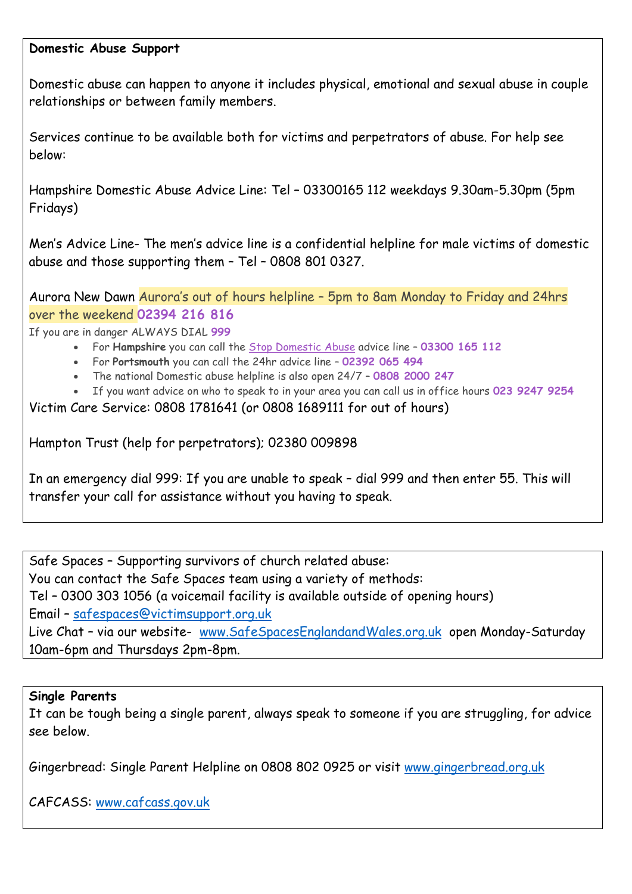**Domestic Abuse Support**

Domestic abuse can happen to anyone it includes physical, emotional and sexual abuse in couple relationships or between family members.

Services continue to be available both for victims and perpetrators of abuse. For help see below:

Hampshire Domestic Abuse Advice Line: Tel – 03300165 112 weekdays 9.30am-5.30pm (5pm Fridays)

Men's Advice Line- The men's advice line is a confidential helpline for male victims of domestic abuse and those supporting them – Tel – 0808 801 0327.

Aurora New Dawn Aurora's out of hours helpline – 5pm to 8am Monday to Friday and 24hrs over the weekend **02394 216 816**

If you are in danger ALWAYS DIAL **999**

- For **Hampshire** you can call the Stop Domestic Abuse advice line – **03300 165 112**
- For **Portsmouth** you can call the 24hr advice line – **02392 065 494**
- The national Domestic abuse helpline is also open 24/7 – **0808 2000 247**
- If you want advice on who to speak to in your area you can call us in office hours **023 9247 9254**

Victim Care Service: 0808 1781641 (or 0808 1689111 for out of hours)

Hampton Trust (help for perpetrators); 02380 009898

In an emergency dial 999: If you are unable to speak – dial 999 and then enter 55. This will transfer your call for assistance without you having to speak.

Safe Spaces – Supporting survivors of church related abuse:
You can contact the Safe Spaces team using a variety of methods:
Tel – 0300 303 1056 (a voicemail facility is available outside of opening hours)
Email – safespaces@victimsupport.org.uk
Live Chat – via our website- www.SafeSpacesEnglandandWales.org.uk open Monday-Saturday 10am-6pm and Thursdays 2pm-8pm.

**Single Parents**
It can be tough being a single parent, always speak to someone if you are struggling, for advice see below.

Gingerbread: Single Parent Helpline on 0808 802 0925 or visit www.gingerbread.org.uk

CAFCASS: www.cafcass.gov.uk